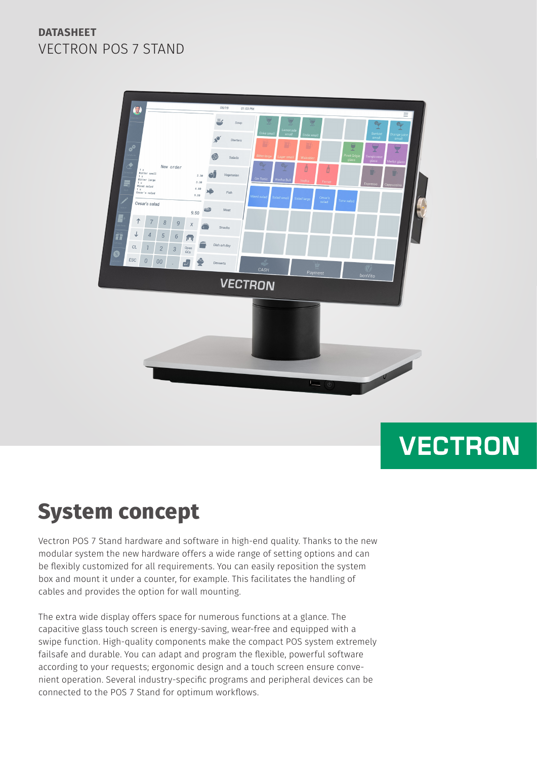**DATASHEET**
VECTRON POS 7 STAND

VECTRON

# System concept

Vectron POS 7 Stand hardware and software in high-end quality. Thanks to the new modular system the new hardware offers a wide range of setting options and can be flexibly customized for all requirements. You can easily reposition the system box and mount it under a counter, for example. This facilitates the handling of cables and provides the option for wall mounting.

The extra wide display offers space for numerous functions at a glance. The capacitive glass touch screen is energy-saving, wear-free and equipped with a swipe function. High-quality components make the compact POS system extremely failsafe and durable. You can adapt and program the flexible, powerful software according to your requests; ergonomic design and a touch screen ensure convenient operation. Several industry-specific programs and peripheral devices can be connected to the POS 7 Stand for optimum workflows.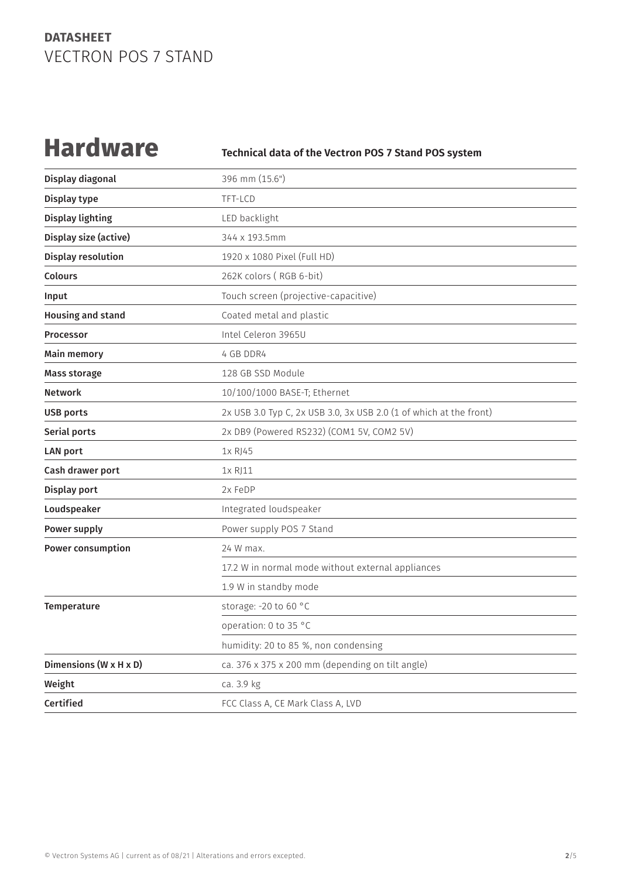# Hardware

**Technical data of the Vectron POS 7 Stand POS system**

| | |
|---|---|
| **Display diagonal** | 396 mm (15.6") |
| **Display type** | TFT-LCD |
| **Display lighting** | LED backlight |
| **Display size (active)** | 344 x 193.5mm |
| **Display resolution** | 1920 x 1080 Pixel (Full HD) |
| **Colours** | 262K colors ( RGB 6-bit) |
| **Input** | Touch screen (projective-capacitive) |
| **Housing and stand** | Coated metal and plastic |
| **Processor** | Intel Celeron 3965U |
| **Main memory** | 4 GB DDR4 |
| **Mass storage** | 128 GB SSD Module |
| **Network** | 10/100/1000 BASE-T; Ethernet |
| **USB ports** | 2x USB 3.0 Typ C, 2x USB 3.0, 3x USB 2.0 (1 of which at the front) |
| **Serial ports** | 2x DB9 (Powered RS232) (COM1 5V, COM2 5V) |
| **LAN port** | 1x RJ45 |
| **Cash drawer port** | 1x RJ11 |
| **Display port** | 2x FeDP |
| **Loudspeaker** | Integrated loudspeaker |
| **Power supply** | Power supply POS 7 Stand |
| **Power consumption** | 24 W max. |
| | 17.2 W in normal mode without external appliances |
| | 1.9 W in standby mode |
| **Temperature** | storage: -20 to 60 °C |
| | operation: 0 to 35 °C |
| | humidity: 20 to 85 %, non condensing |
| **Dimensions (W x H x D)** | ca. 376 x 375 x 200 mm (depending on tilt angle) |
| **Weight** | ca. 3.9 kg |
| **Certified** | FCC Class A, CE Mark Class A, LVD |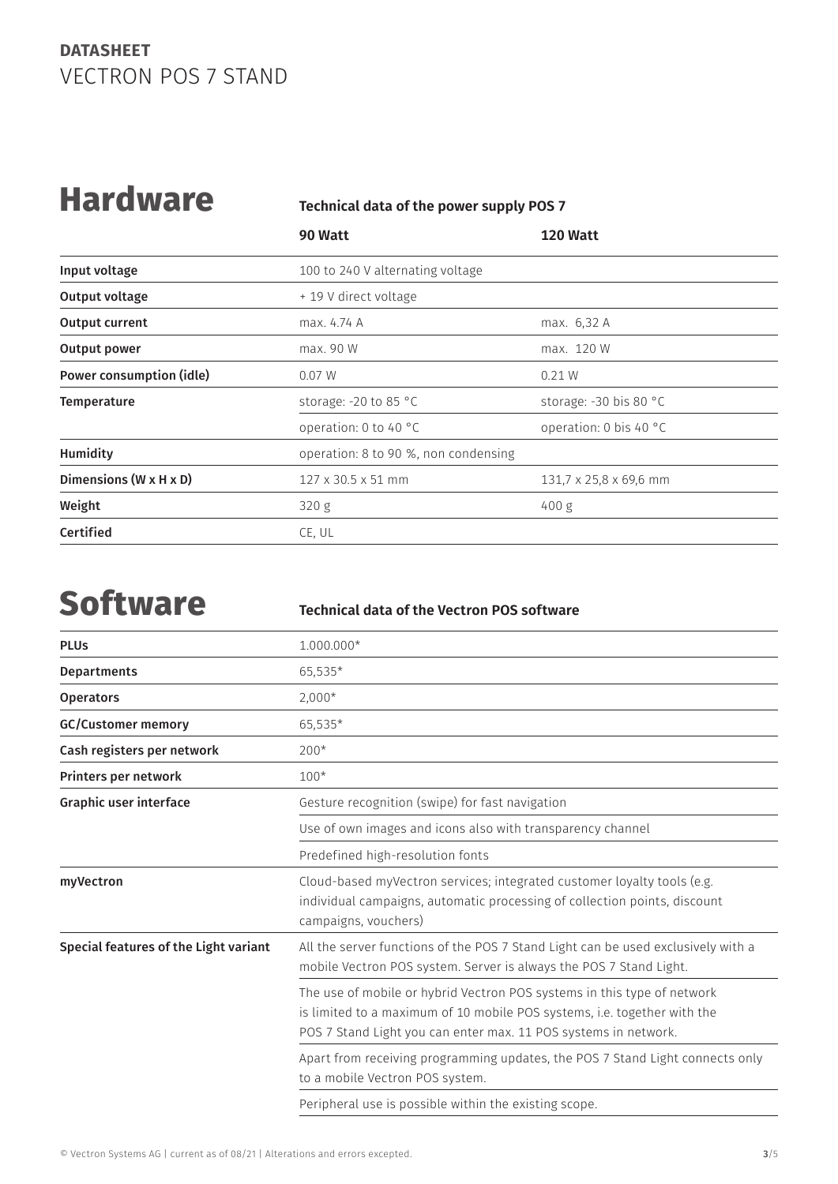**DATASHEET**
VECTRON POS 7 STAND

# Hardware

**Technical data of the power supply POS 7**

| | **90 Watt** | **120 Watt** |
|---|---|---|
| **Input voltage** | 100 to 240 V alternating voltage | |
| **Output voltage** | + 19 V direct voltage | |
| **Output current** | max. 4.74 A | max. 6,32 A |
| **Output power** | max. 90 W | max. 120 W |
| **Power consumption (idle)** | 0.07 W | 0.21 W |
| **Temperature** | storage: -20 to 85 °C | storage: -30 bis 80 °C |
| | operation: 0 to 40 °C | operation: 0 bis 40 °C |
| **Humidity** | operation: 8 to 90 %, non condensing | |
| **Dimensions (W x H x D)** | 127 x 30.5 x 51 mm | 131,7 x 25,8 x 69,6 mm |
| **Weight** | 320 g | 400 g |
| **Certified** | CE, UL | |

# Software

**Technical data of the Vectron POS software**

| | |
|---|---|
| **PLUs** | 1.000.000* |
| **Departments** | 65,535* |
| **Operators** | 2,000* |
| **GC/Customer memory** | 65,535* |
| **Cash registers per network** | 200* |
| **Printers per network** | 100* |
| **Graphic user interface** | Gesture recognition (swipe) for fast navigation |
| | Use of own images and icons also with transparency channel |
| | Predefined high-resolution fonts |
| **myVectron** | Cloud-based myVectron services; integrated customer loyalty tools (e.g. individual campaigns, automatic processing of collection points, discount campaigns, vouchers) |
| **Special features of the Light variant** | All the server functions of the POS 7 Stand Light can be used exclusively with a mobile Vectron POS system. Server is always the POS 7 Stand Light. |
| | The use of mobile or hybrid Vectron POS systems in this type of network is limited to a maximum of 10 mobile POS systems, i.e. together with the POS 7 Stand Light you can enter max. 11 POS systems in network. |
| | Apart from receiving programming updates, the POS 7 Stand Light connects only to a mobile Vectron POS system. |
| | Peripheral use is possible within the existing scope. |

© Vectron Systems AG | current as of 08/21 | Alterations and errors excepted.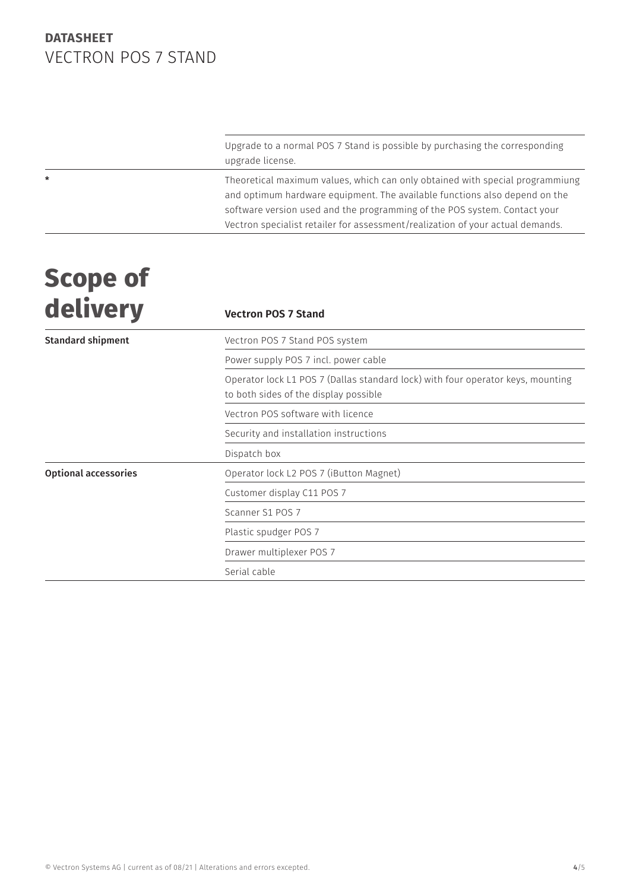| | |
|---|---|
| | Upgrade to a normal POS 7 Stand is possible by purchasing the corresponding upgrade license. |
| * | Theoretical maximum values, which can only obtained with special programmiung and optimum hardware equipment. The available functions also depend on the software version used and the programming of the POS system. Contact your Vectron specialist retailer for assessment/realization of your actual demands. |

# Scope of delivery

| | **Vectron POS 7 Stand** |
|---|---|
| **Standard shipment** | Vectron POS 7 Stand POS system |
| | Power supply POS 7 incl. power cable |
| | Operator lock L1 POS 7 (Dallas standard lock) with four operator keys, mounting to both sides of the display possible |
| | Vectron POS software with licence |
| | Security and installation instructions |
| | Dispatch box |
| **Optional accessories** | Operator lock L2 POS 7 (iButton Magnet) |
| | Customer display C11 POS 7 |
| | Scanner S1 POS 7 |
| | Plastic spudger POS 7 |
| | Drawer multiplexer POS 7 |
| | Serial cable |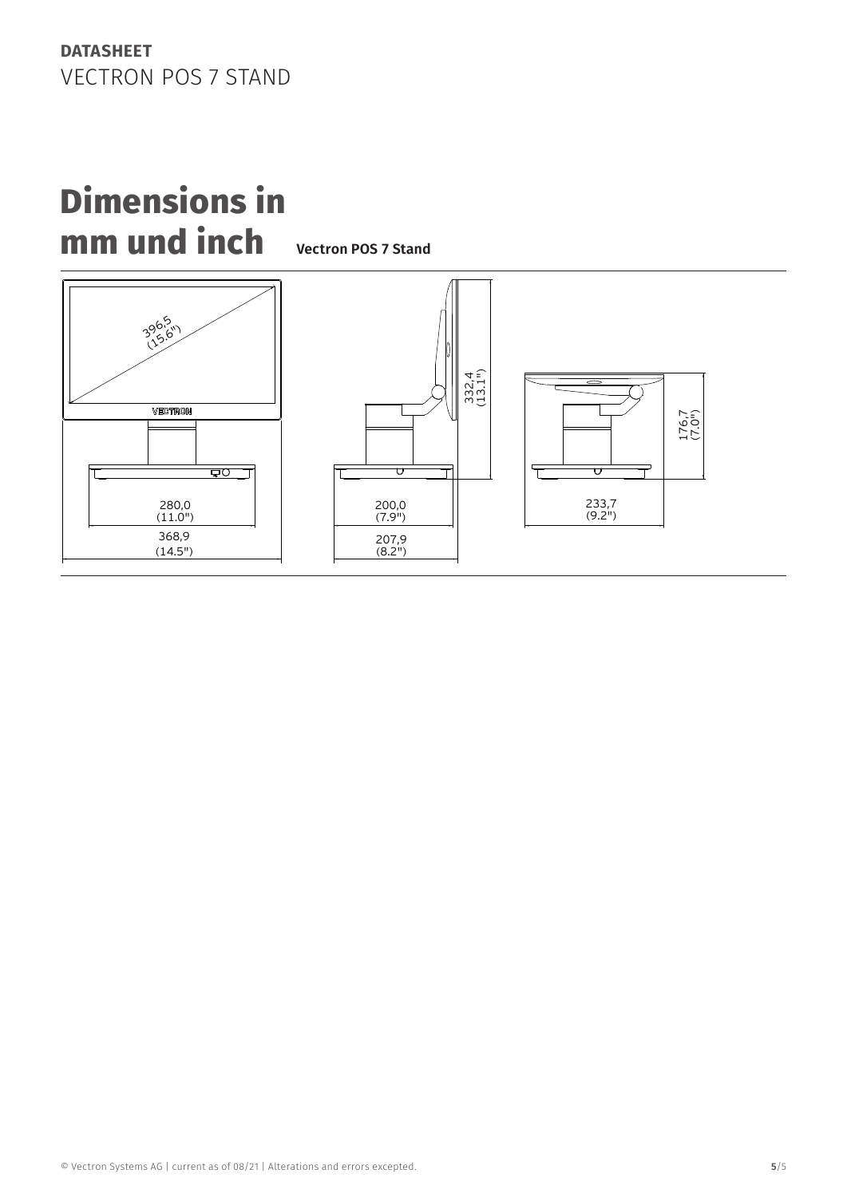## Dimensions in mm und inch

**Vectron POS 7 Stand**

396,5 (15.6")

VECTRON

280,0 (11.0")

368,9 (14.5")

332,4 (13.1")

200,0 (7.9")

207,9 (8.2")

176,7 (7.0")

233,7 (9.2")

© Vectron Systems AG | current as of 08/21 | Alterations and errors excepted.